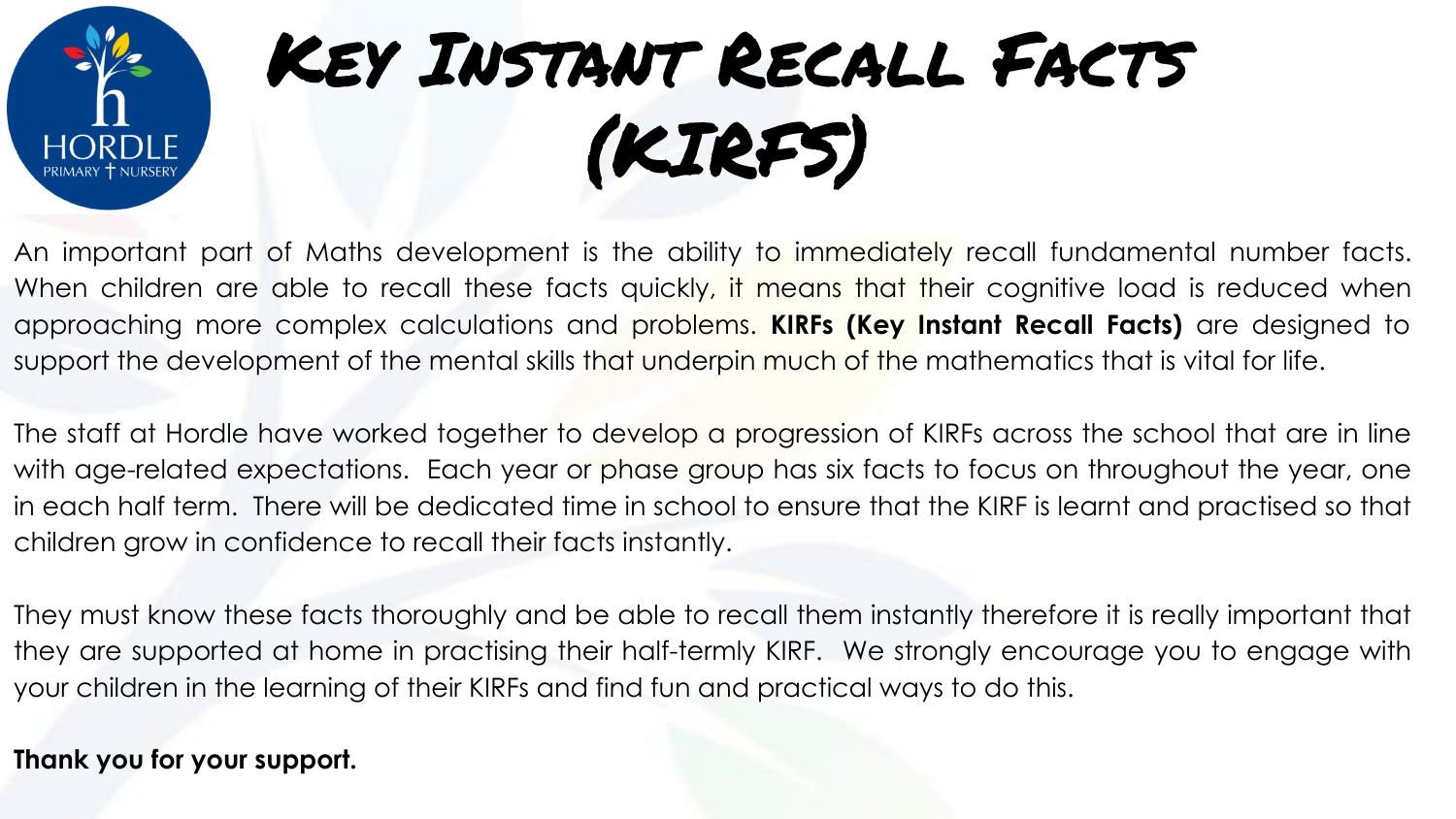# Key Instant Recall Facts (KIRFS)

An important part of Maths development is the ability to immediately recall fundamental number facts. When children are able to recall these facts quickly, it means that their cognitive load is reduced when approaching more complex calculations and problems. **KIRFs (Key Instant Recall Facts)** are designed to support the development of the mental skills that underpin much of the mathematics that is vital for life.

The staff at Hordle have worked together to develop a progression of KIRFs across the school that are in line with age-related expectations. Each year or phase group has six facts to focus on throughout the year, one in each half term. There will be dedicated time in school to ensure that the KIRF is learnt and practised so that children grow in confidence to recall their facts instantly.

They must know these facts thoroughly and be able to recall them instantly therefore it is really important that they are supported at home in practising their half-termly KIRF. We strongly encourage you to engage with your children in the learning of their KIRFs and find fun and practical ways to do this.

**Thank you for your support.**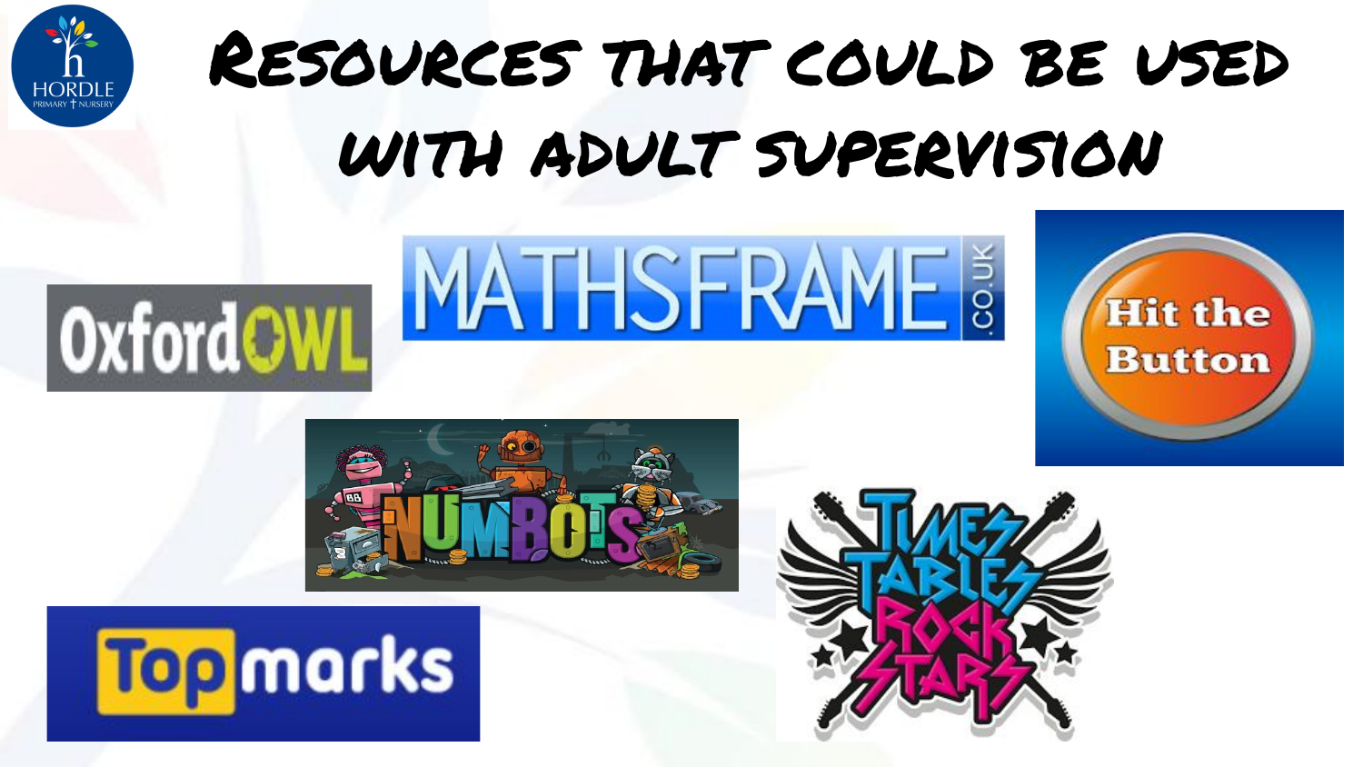# Resources that could be used with adult supervision

- Oxford OWL
- MATHSFRAME.CO.UK
- Hit the Button
- NUMBOTS
- Times Tables Rock Stars
- Topmarks